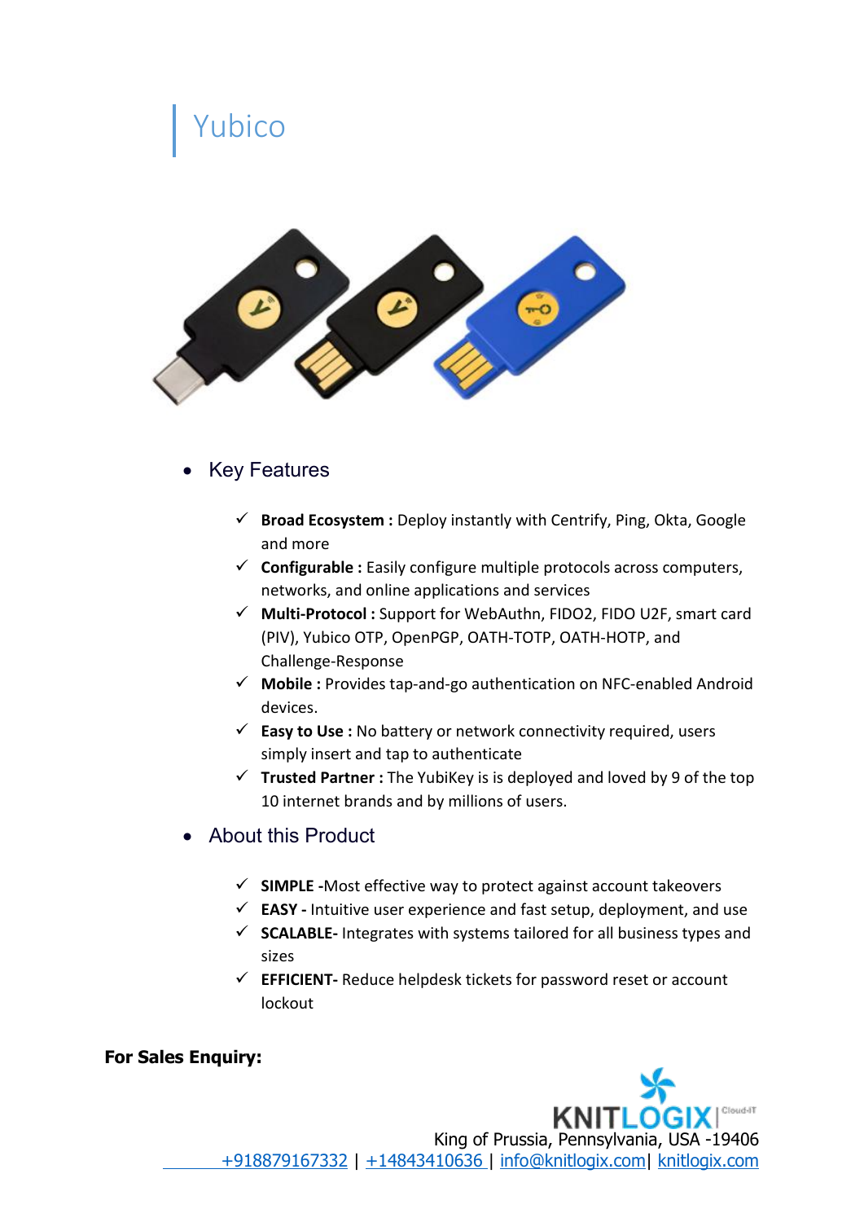# Yubico

- Key Features

  - ✓ **Broad Ecosystem :** Deploy instantly with Centrify, Ping, Okta, Google and more
  - ✓ **Configurable :** Easily configure multiple protocols across computers, networks, and online applications and services
  - ✓ **Multi-Protocol :** Support for WebAuthn, FIDO2, FIDO U2F, smart card (PIV), Yubico OTP, OpenPGP, OATH-TOTP, OATH-HOTP, and Challenge-Response
  - ✓ **Mobile :** Provides tap-and-go authentication on NFC-enabled Android devices.
  - ✓ **Easy to Use :** No battery or network connectivity required, users simply insert and tap to authenticate
  - ✓ **Trusted Partner :** The YubiKey is is deployed and loved by 9 of the top 10 internet brands and by millions of users.

- About this Product

  - ✓ **SIMPLE -**Most effective way to protect against account takeovers
  - ✓ **EASY -** Intuitive user experience and fast setup, deployment, and use
  - ✓ **SCALABLE-** Integrates with systems tailored for all business types and sizes
  - ✓ **EFFICIENT-** Reduce helpdesk tickets for password reset or account lockout

**For Sales Enquiry:**

KNITLOGIX | Cloud-IT

King of Prussia, Pennsylvania, USA -19406

+918879167332 | +14843410636 | info@knitlogix.com| knitlogix.com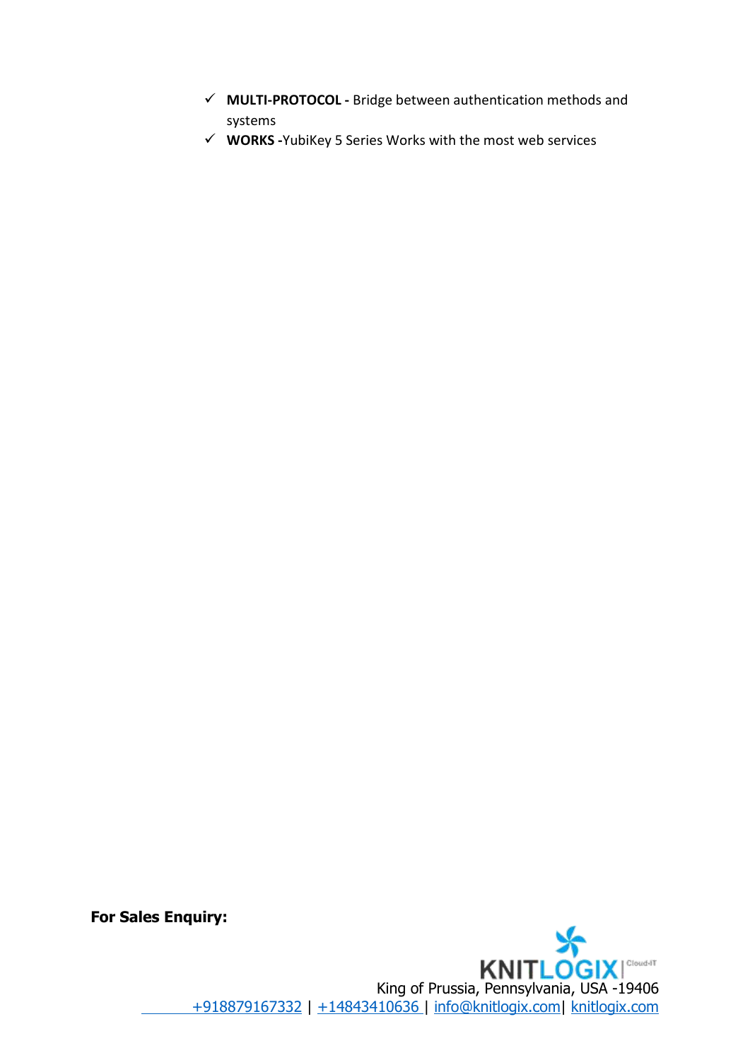- ✓ **MULTI-PROTOCOL -** Bridge between authentication methods and systems
- ✓ **WORKS -**YubiKey 5 Series Works with the most web services

**For Sales Enquiry:**

KNITLOGIX | Cloud-IT

King of Prussia, Pennsylvania, USA -19406

+918879167332 | +14843410636 | info@knitlogix.com| knitlogix.com